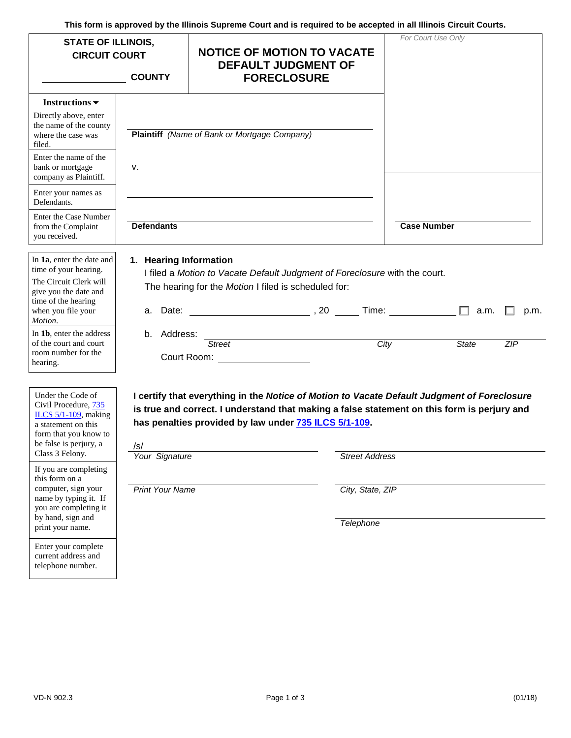This form is approved by the Illinois Supreme Court and is required to be accepted in all Illinois Circuit Courts.

**STATE OF ILLINOIS, CIRCUIT COURT**

______________ **COUNTY**

# NOTICE OF MOTION TO VACATE DEFAULT JUDGMENT OF FORECLOSURE

*For Court Use Only*

| Instructions ▼ | |
|---|---|
| Directly above, enter the name of the county where the case was filed. | |
| Enter the name of the bank or mortgage company as Plaintiff. | ______________________________ **Plaintiff** *(Name of Bank or Mortgage Company)* |
| | v. |
| Enter your names as Defendants. | ______________________________ |
| Enter the Case Number from the Complaint you received. | ______________________________ **Defendants** ______________ **Case Number** |

*In **1a**, enter the date and time of your hearing. The Circuit Clerk will give you the date and time of the hearing when you file your Motion.*

*In **1b**, enter the address of the court and court room number for the hearing.*

**1. Hearing Information**

I filed a *Motion to Vacate Default Judgment of Foreclosure* with the court.

The hearing for the *Motion* I filed is scheduled for:

a. Date: ______________, 20 ____ Time: __________ ☐ a.m. ☐ p.m.

b. Address: ______________________________________________
*Street* *City* *State* *ZIP*

Court Room: ______________

*Under the Code of Civil Procedure, 735 ILCS 5/1-109, making a statement on this form that you know to be false is perjury, a Class 3 Felony.*

*If you are completing this form on a computer, sign your name by typing it. If you are completing it by hand, sign and print your name.*

*Enter your complete current address and telephone number.*

**I certify that everything in the *Notice of Motion to Vacate Default Judgment of Foreclosure* is true and correct. I understand that making a false statement on this form is perjury and has penalties provided by law under 735 ILCS 5/1-109.**

/s/ ______________________ *Your Signature*

______________________ *Street Address*

______________________ *Print Your Name*

______________________ *City, State, ZIP*

______________________ *Telephone*

VD-N 902.3 (01/18)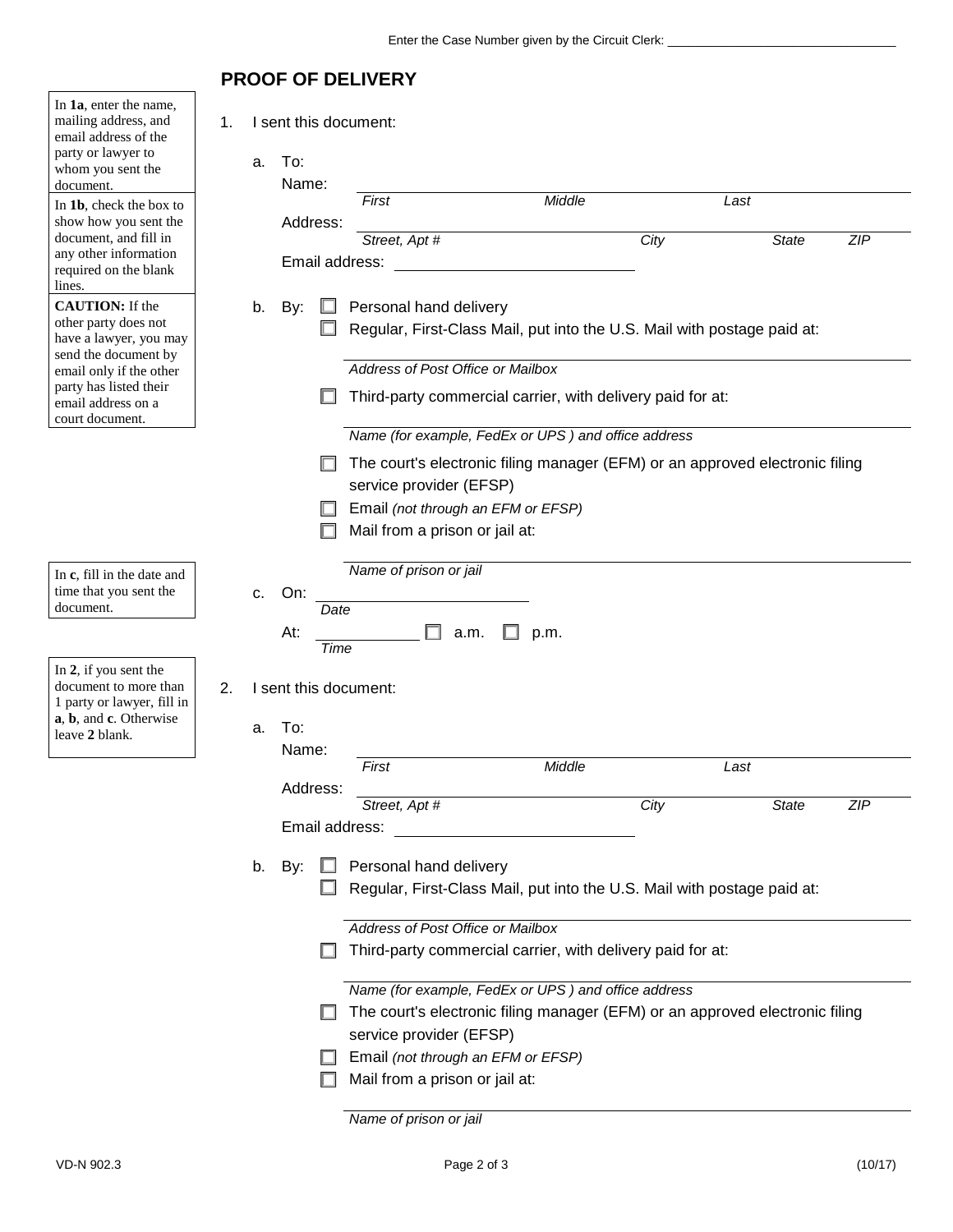Enter the Case Number given by the Circuit Clerk: ______________________________

## PROOF OF DELIVERY

> In **1a**, enter the name, mailing address, and email address of the party or lawyer to whom you sent the document.
>
> In **1b**, check the box to show how you sent the document, and fill in any other information required on the blank lines.
>
> **CAUTION:** If the other party does not have a lawyer, you may send the document by email only if the other party has listed their email address on a court document.

1. I sent this document:

   a. To:
   Name: ______________________________________________
   *First* *Middle* *Last*
   Address: ______________________________________________
   *Street, Apt #* *City* *State* *ZIP*
   Email address: ____________________________

   b. By:
   ☐ Personal hand delivery
   ☐ Regular, First-Class Mail, put into the U.S. Mail with postage paid at:
   ______________________________________________
   *Address of Post Office or Mailbox*
   ☐ Third-party commercial carrier, with delivery paid for at:
   ______________________________________________
   *Name (for example, FedEx or UPS ) and office address*
   ☐ The court's electronic filing manager (EFM) or an approved electronic filing service provider (EFSP)
   ☐ Email *(not through an EFM or EFSP)*
   ☐ Mail from a prison or jail at:
   ______________________________________________
   *Name of prison or jail*

> In **c**, fill in the date and time that you sent the document.

   c. On: ____________________
   *Date*
   At: ____________ ☐ a.m. ☐ p.m.
   *Time*

> In **2**, if you sent the document to more than 1 party or lawyer, fill in **a**, **b**, and **c**. Otherwise leave **2** blank.

2. I sent this document:

   a. To:
   Name: ______________________________________________
   *First* *Middle* *Last*
   Address: ______________________________________________
   *Street, Apt #* *City* *State* *ZIP*
   Email address: ____________________________

   b. By:
   ☐ Personal hand delivery
   ☐ Regular, First-Class Mail, put into the U.S. Mail with postage paid at:
   ______________________________________________
   *Address of Post Office or Mailbox*
   ☐ Third-party commercial carrier, with delivery paid for at:
   ______________________________________________
   *Name (for example, FedEx or UPS ) and office address*
   ☐ The court's electronic filing manager (EFM) or an approved electronic filing service provider (EFSP)
   ☐ Email *(not through an EFM or EFSP)*
   ☐ Mail from a prison or jail at:
   ______________________________________________
   *Name of prison or jail*

VD-N 902.3 (10/17)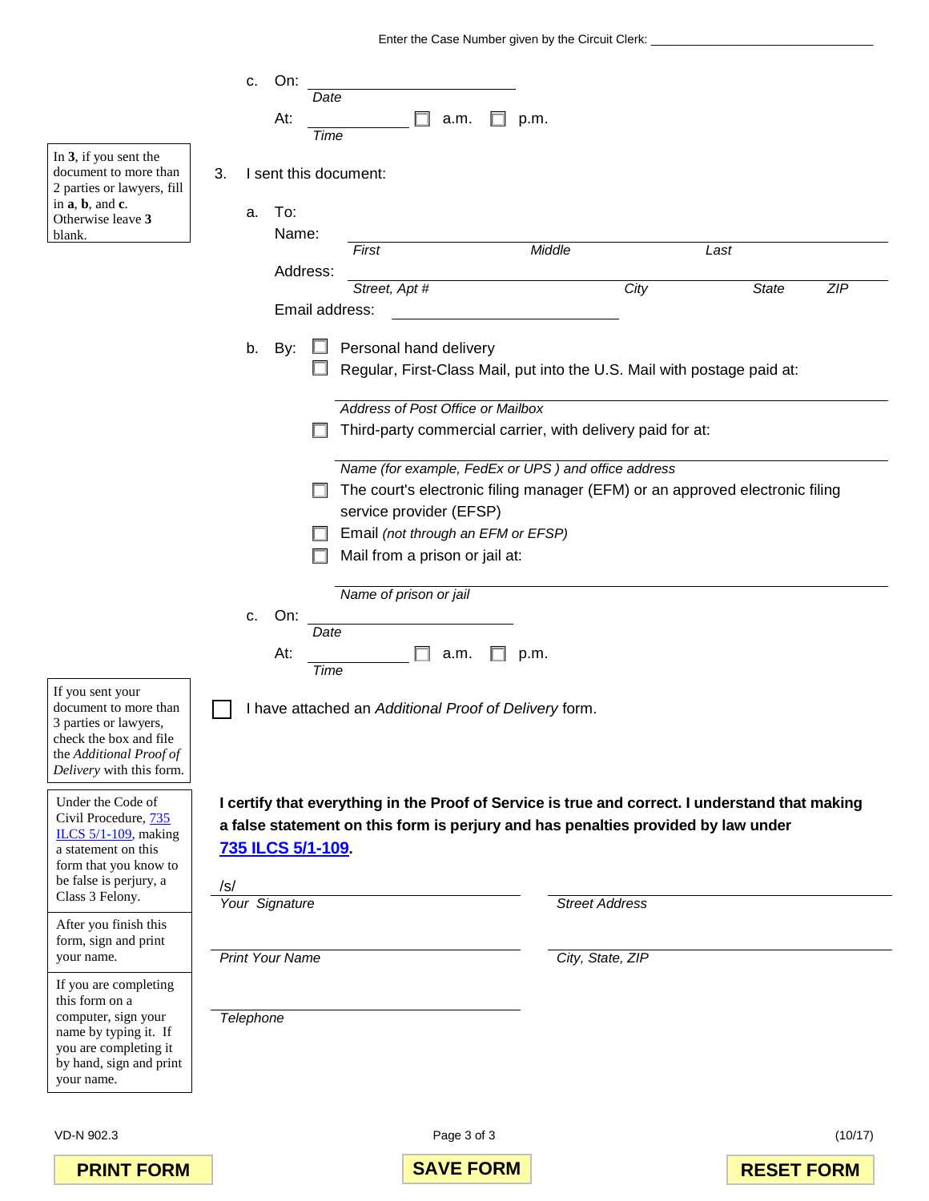Enter the Case Number given by the Circuit Clerk: _______________

c. On: _______________
*Date*

At: _______________ ☐ a.m. ☐ p.m.
*Time*

> In **3**, if you sent the document to more than 2 parties or lawyers, fill in **a**, **b**, and **c**. Otherwise leave **3** blank.

3. I sent this document:

a. To:

Name: _______________
*First* *Middle* *Last*

Address: _______________
*Street, Apt #* *City* *State* *ZIP*

Email address: _______________

b. By:

☐ Personal hand delivery

☐ Regular, First-Class Mail, put into the U.S. Mail with postage paid at:

_______________
*Address of Post Office or Mailbox*

☐ Third-party commercial carrier, with delivery paid for at:

_______________
*Name (for example, FedEx or UPS ) and office address*

☐ The court's electronic filing manager (EFM) or an approved electronic filing service provider (EFSP)

☐ Email *(not through an EFM or EFSP)*

☐ Mail from a prison or jail at:

_______________
*Name of prison or jail*

c. On: _______________
*Date*

At: _______________ ☐ a.m. ☐ p.m.
*Time*

> If you sent your document to more than 3 parties or lawyers, check the box and file the *Additional Proof of Delivery* with this form.

☐ I have attached an *Additional Proof of Delivery* form.

> Under the Code of Civil Procedure, [735 ILCS 5/1-109](735 ILCS 5/1-109), making a statement on this form that you know to be false is perjury, a Class 3 Felony.

**I certify that everything in the Proof of Service is true and correct. I understand that making a false statement on this form is perjury and has penalties provided by law under [735 ILCS 5/1-109](735 ILCS 5/1-109).**

> After you finish this form, sign and print your name.

> If you are completing this form on a computer, sign your name by typing it. If you are completing it by hand, sign and print your name.

/s/ _______________
*Your Signature*

_______________
*Street Address*

_______________
*Print Your Name*

_______________
*City, State, ZIP*

_______________
*Telephone*

VD-N 902.3 (10/17)

PRINT FORM SAVE FORM RESET FORM